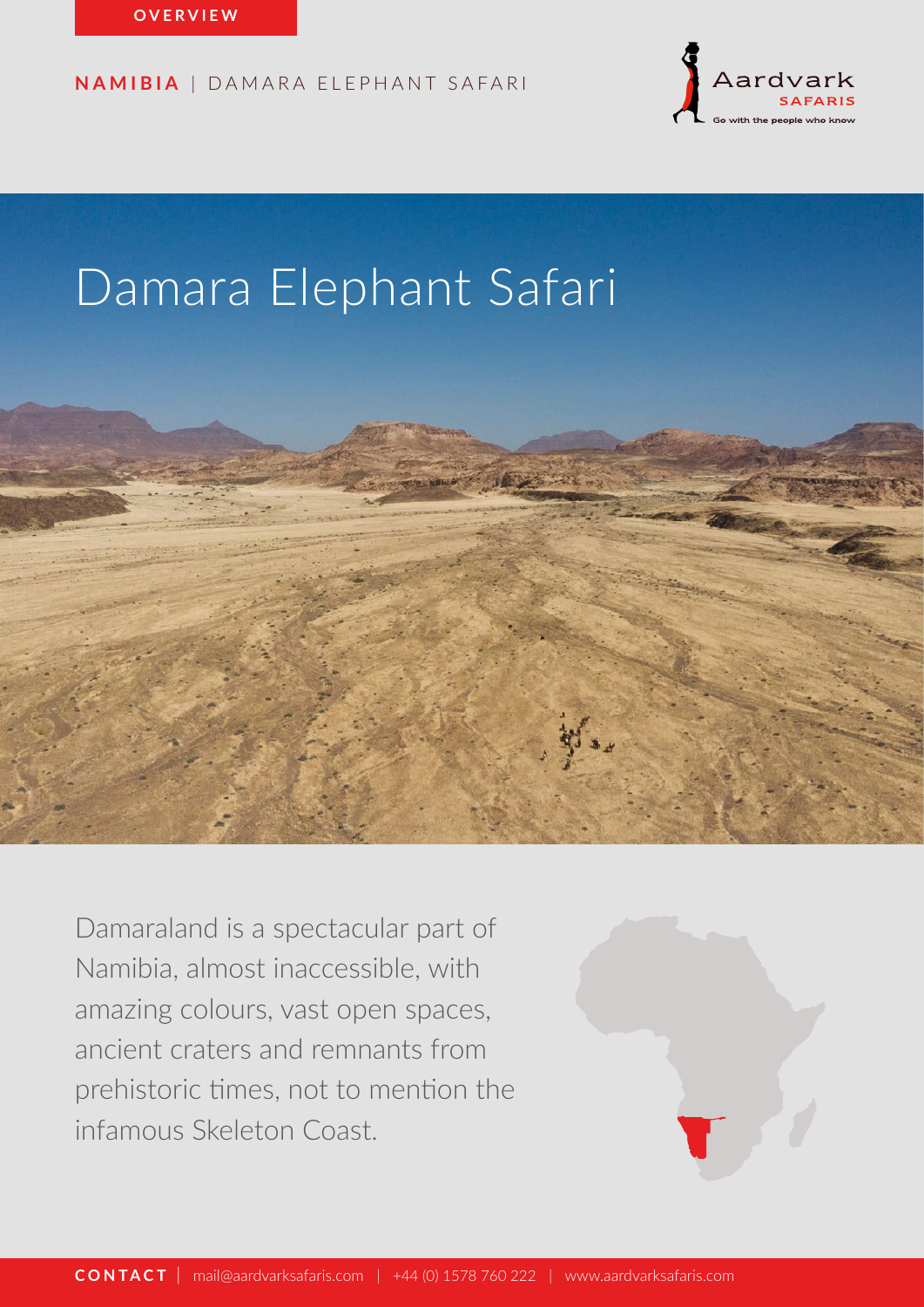OVERVIEW

**NAMIBIA** | DAMARA ELEPHANT SAFARI

# Damara Elephant Safari

Damaraland is a spectacular part of Namibia, almost inaccessible, with amazing colours, vast open spaces, ancient craters and remnants from prehistoric times, not to mention the infamous Skeleton Coast.

**CONTACT** | mail@aardvarksafaris.com | +44 (0) 1578 760 222 | www.aardvarksafaris.com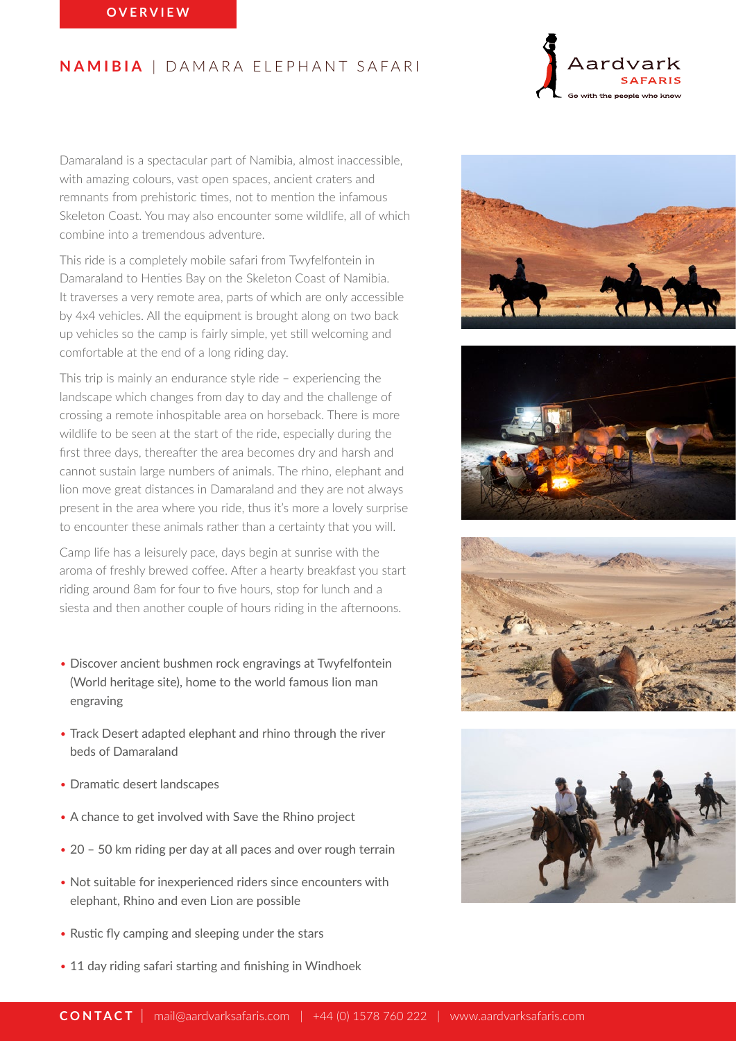OVERVIEW

## NAMIBIA | DAMARA ELEPHANT SAFARI

Damaraland is a spectacular part of Namibia, almost inaccessible, with amazing colours, vast open spaces, ancient craters and remnants from prehistoric times, not to mention the infamous Skeleton Coast. You may also encounter some wildlife, all of which combine into a tremendous adventure.

This ride is a completely mobile safari from Twyfelfontein in Damaraland to Henties Bay on the Skeleton Coast of Namibia. It traverses a very remote area, parts of which are only accessible by 4x4 vehicles. All the equipment is brought along on two back up vehicles so the camp is fairly simple, yet still welcoming and comfortable at the end of a long riding day.

This trip is mainly an endurance style ride – experiencing the landscape which changes from day to day and the challenge of crossing a remote inhospitable area on horseback. There is more wildlife to be seen at the start of the ride, especially during the first three days, thereafter the area becomes dry and harsh and cannot sustain large numbers of animals. The rhino, elephant and lion move great distances in Damaraland and they are not always present in the area where you ride, thus it's more a lovely surprise to encounter these animals rather than a certainty that you will.

Camp life has a leisurely pace, days begin at sunrise with the aroma of freshly brewed coffee. After a hearty breakfast you start riding around 8am for four to five hours, stop for lunch and a siesta and then another couple of hours riding in the afternoons.

- Discover ancient bushmen rock engravings at Twyfelfontein (World heritage site), home to the world famous lion man engraving
- Track Desert adapted elephant and rhino through the river beds of Damaraland
- Dramatic desert landscapes
- A chance to get involved with Save the Rhino project
- 20 – 50 km riding per day at all paces and over rough terrain
- Not suitable for inexperienced riders since encounters with elephant, Rhino and even Lion are possible
- Rustic fly camping and sleeping under the stars
- 11 day riding safari starting and finishing in Windhoek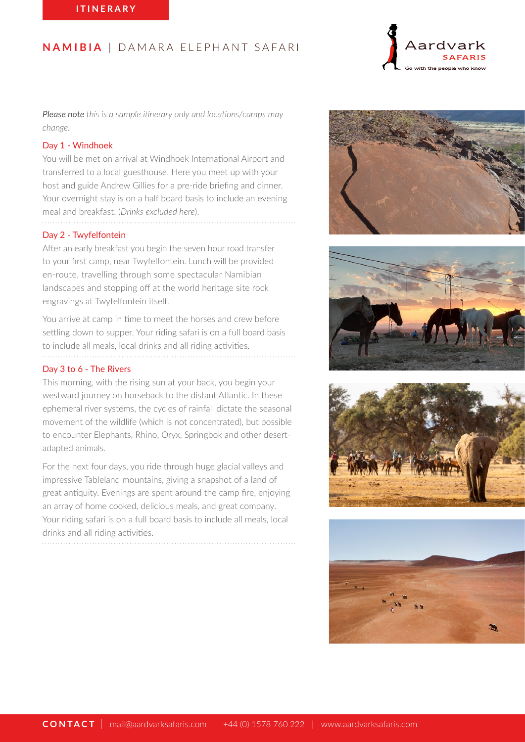ITINERARY

# NAMIBIA | DAMARA ELEPHANT SAFARI

***Please note** this is a sample itinerary only and locations/camps may change.*

## Day 1 - Windhoek

You will be met on arrival at Windhoek International Airport and transferred to a local guesthouse. Here you meet up with your host and guide Andrew Gillies for a pre-ride briefing and dinner. Your overnight stay is on a half board basis to include an evening meal and breakfast. (*Drinks excluded here*).

## Day 2 - Twyfelfontein

After an early breakfast you begin the seven hour road transfer to your first camp, near Twyfelfontein. Lunch will be provided en-route, travelling through some spectacular Namibian landscapes and stopping off at the world heritage site rock engravings at Twyfelfontein itself.

You arrive at camp in time to meet the horses and crew before settling down to supper. Your riding safari is on a full board basis to include all meals, local drinks and all riding activities.

## Day 3 to 6 - The Rivers

This morning, with the rising sun at your back, you begin your westward journey on horseback to the distant Atlantic. In these ephemeral river systems, the cycles of rainfall dictate the seasonal movement of the wildlife (which is not concentrated), but possible to encounter Elephants, Rhino, Oryx, Springbok and other desert-adapted animals.

For the next four days, you ride through huge glacial valleys and impressive Tableland mountains, giving a snapshot of a land of great antiquity. Evenings are spent around the camp fire, enjoying an array of home cooked, delicious meals, and great company. Your riding safari is on a full board basis to include all meals, local drinks and all riding activities.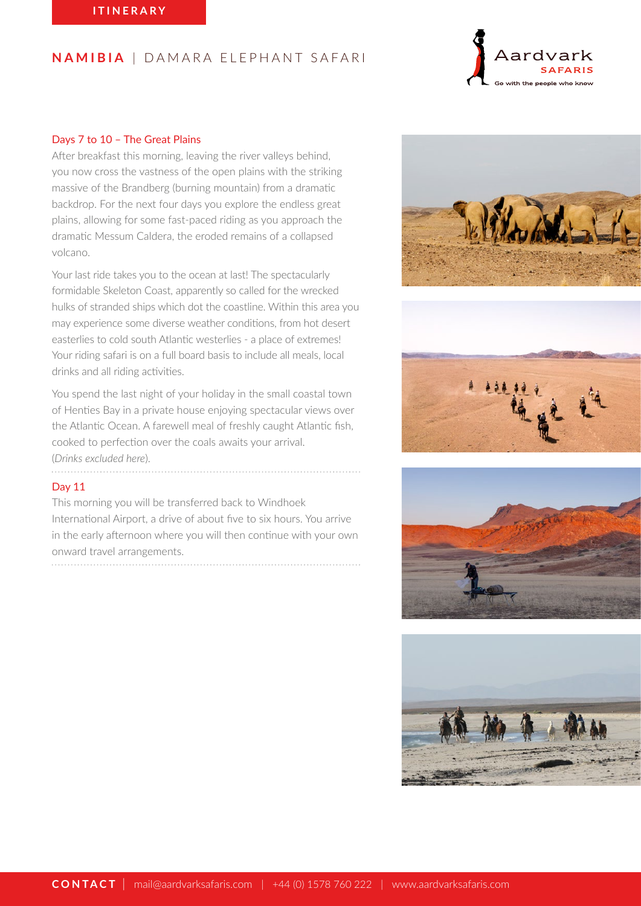## Days 7 to 10 – The Great Plains

After breakfast this morning, leaving the river valleys behind, you now cross the vastness of the open plains with the striking massive of the Brandberg (burning mountain) from a dramatic backdrop. For the next four days you explore the endless great plains, allowing for some fast-paced riding as you approach the dramatic Messum Caldera, the eroded remains of a collapsed volcano.

Your last ride takes you to the ocean at last! The spectacularly formidable Skeleton Coast, apparently so called for the wrecked hulks of stranded ships which dot the coastline. Within this area you may experience some diverse weather conditions, from hot desert easterlies to cold south Atlantic westerlies - a place of extremes! Your riding safari is on a full board basis to include all meals, local drinks and all riding activities.

You spend the last night of your holiday in the small coastal town of Henties Bay in a private house enjoying spectacular views over the Atlantic Ocean. A farewell meal of freshly caught Atlantic fish, cooked to perfection over the coals awaits your arrival. (*Drinks excluded here*).

## Day 11

This morning you will be transferred back to Windhoek International Airport, a drive of about five to six hours. You arrive in the early afternoon where you will then continue with your own onward travel arrangements.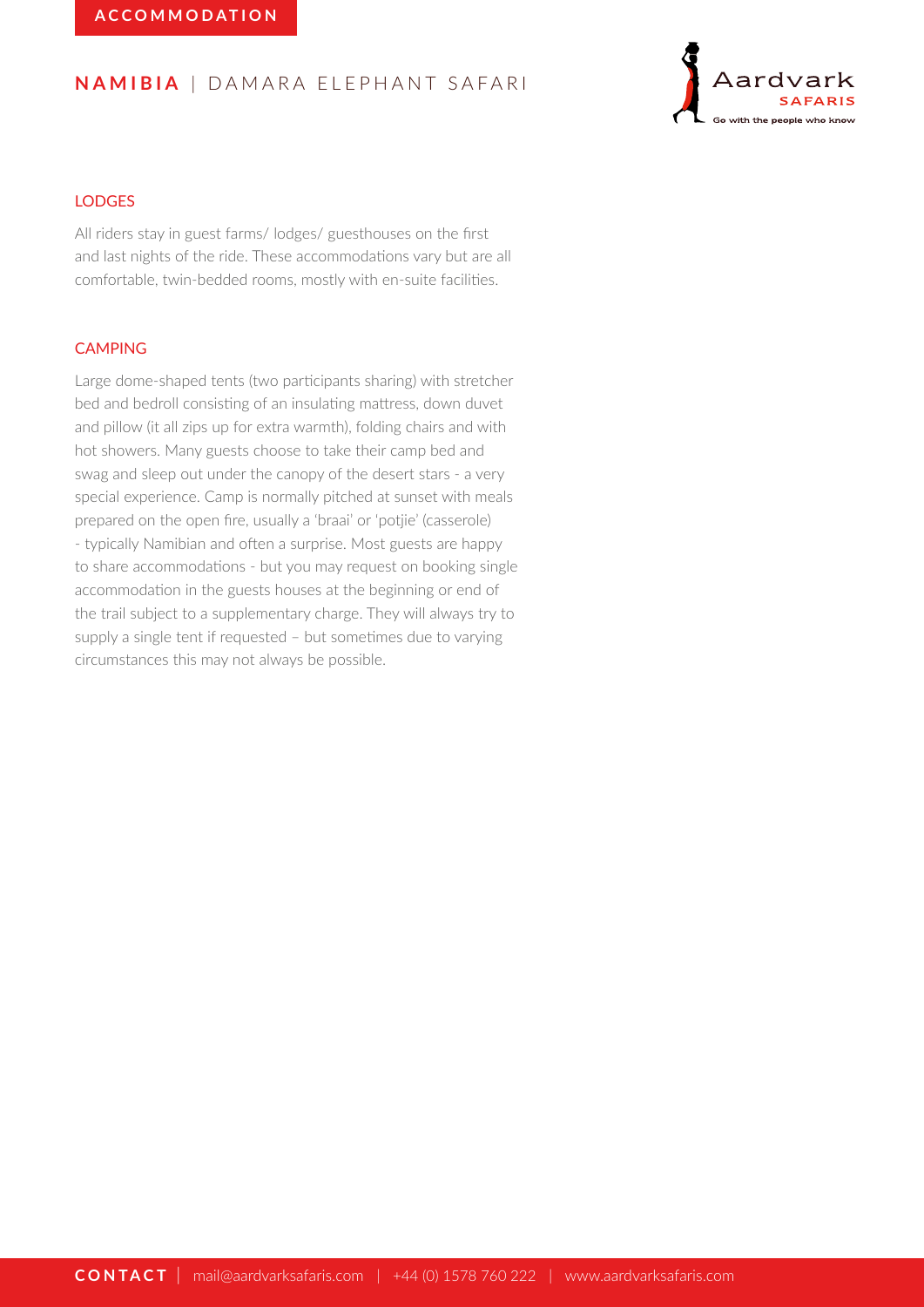## ACCOMMODATION

# NAMIBIA | DAMARA ELEPHANT SAFARI

### LODGES

All riders stay in guest farms/ lodges/ guesthouses on the first and last nights of the ride. These accommodations vary but are all comfortable, twin-bedded rooms, mostly with en-suite facilities.

### CAMPING

Large dome-shaped tents (two participants sharing) with stretcher bed and bedroll consisting of an insulating mattress, down duvet and pillow (it all zips up for extra warmth), folding chairs and with hot showers. Many guests choose to take their camp bed and swag and sleep out under the canopy of the desert stars - a very special experience. Camp is normally pitched at sunset with meals prepared on the open fire, usually a 'braai' or 'potjie' (casserole) - typically Namibian and often a surprise. Most guests are happy to share accommodations - but you may request on booking single accommodation in the guests houses at the beginning or end of the trail subject to a supplementary charge. They will always try to supply a single tent if requested – but sometimes due to varying circumstances this may not always be possible.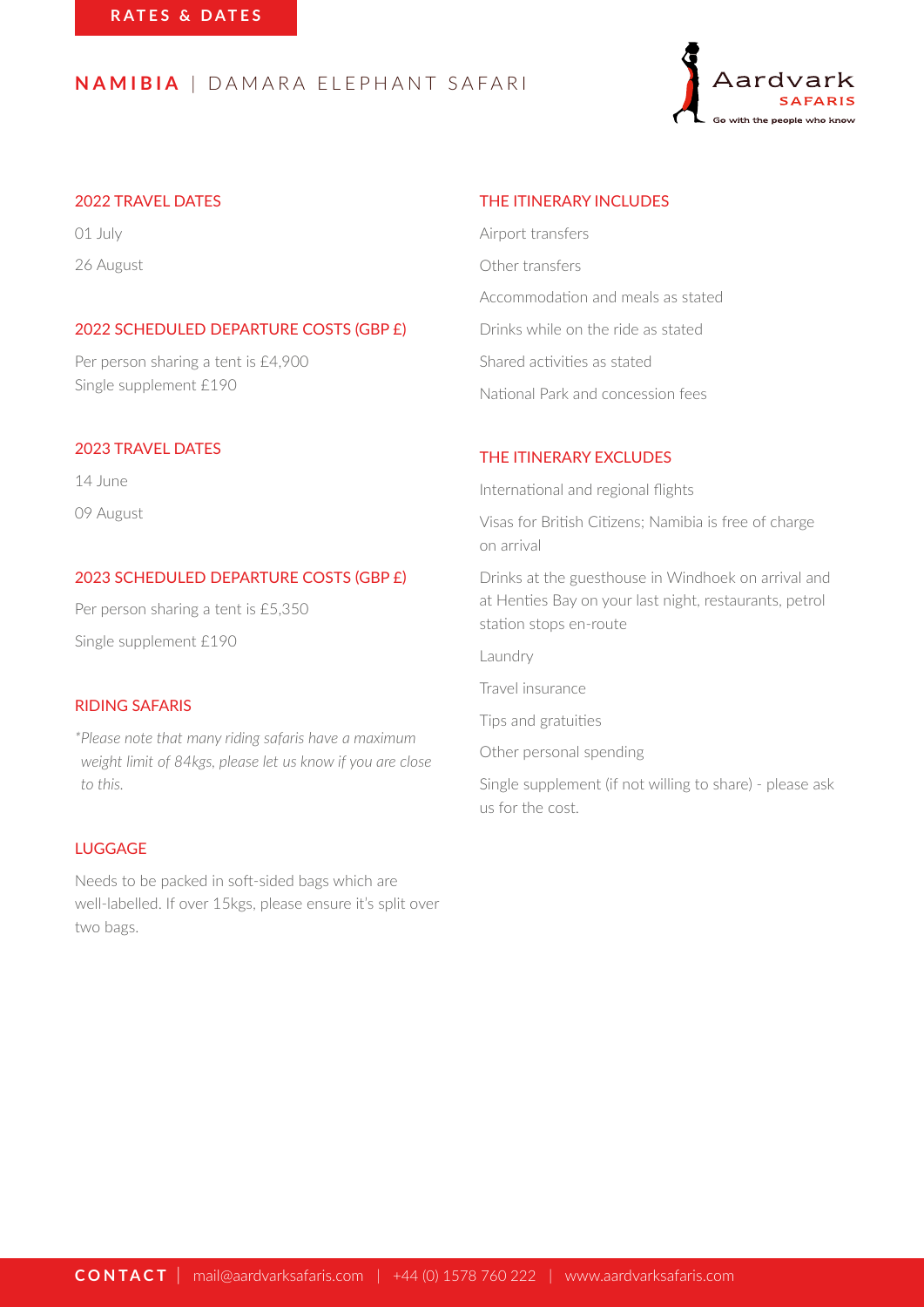RATES & DATES

# NAMIBIA | DAMARA ELEPHANT SAFARI

## 2022 TRAVEL DATES

01 July

26 August

## 2022 SCHEDULED DEPARTURE COSTS (GBP £)

Per person sharing a tent is £4,900
Single supplement £190

## 2023 TRAVEL DATES

14 June

09 August

## 2023 SCHEDULED DEPARTURE COSTS (GBP £)

Per person sharing a tent is £5,350

Single supplement £190

## RIDING SAFARIS

*\*Please note that many riding safaris have a maximum weight limit of 84kgs, please let us know if you are close to this.*

## LUGGAGE

Needs to be packed in soft-sided bags which are well-labelled. If over 15kgs, please ensure it's split over two bags.

## THE ITINERARY INCLUDES

Airport transfers

Other transfers

Accommodation and meals as stated

Drinks while on the ride as stated

Shared activities as stated

National Park and concession fees

## THE ITINERARY EXCLUDES

International and regional flights

Visas for British Citizens; Namibia is free of charge on arrival

Drinks at the guesthouse in Windhoek on arrival and at Henties Bay on your last night, restaurants, petrol station stops en-route

Laundry

Travel insurance

Tips and gratuities

Other personal spending

Single supplement (if not willing to share) - please ask us for the cost.

**CONTACT** | mail@aardvarksafaris.com | +44 (0) 1578 760 222 | www.aardvarksafaris.com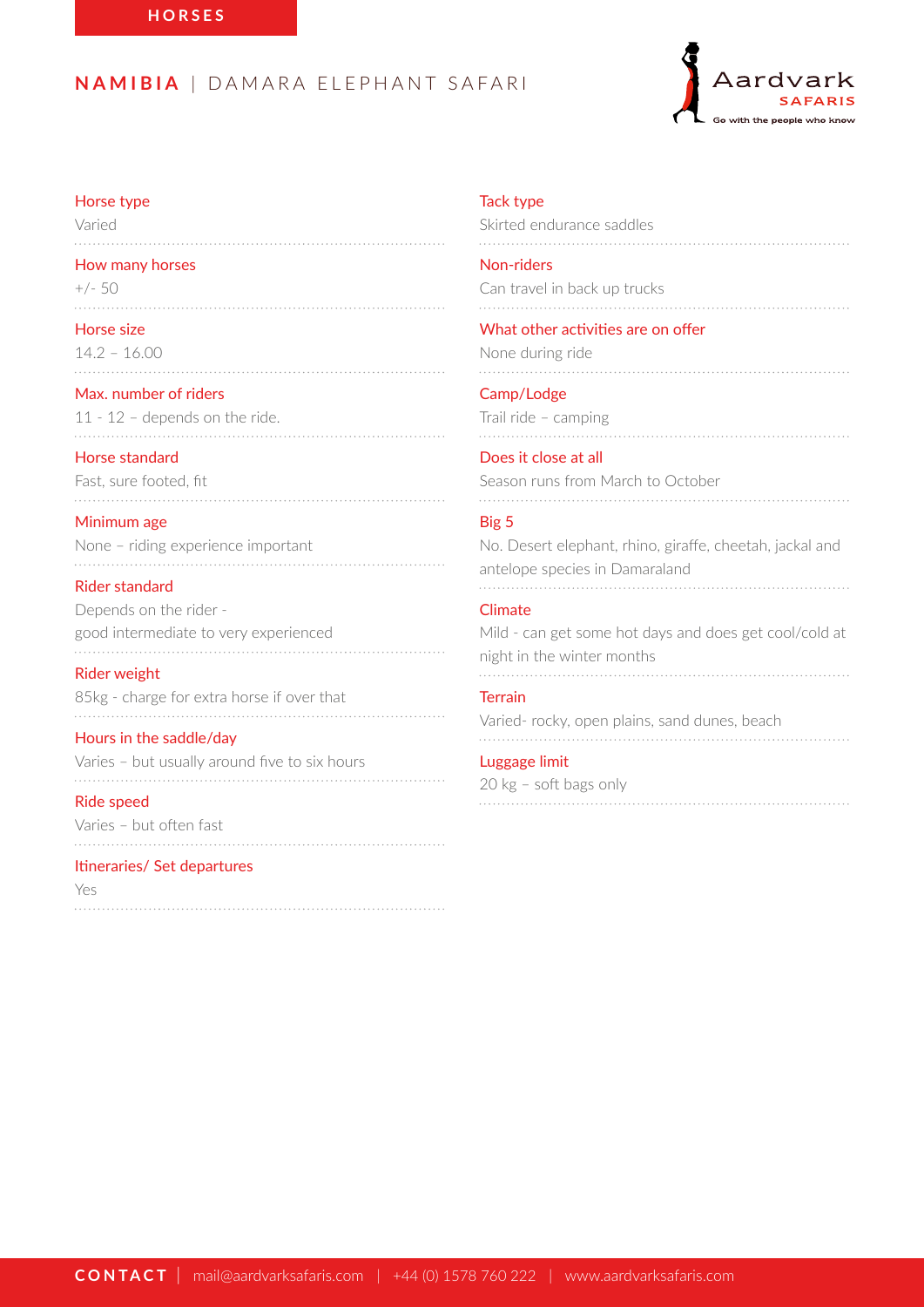HORSES

# NAMIBIA | DAMARA ELEPHANT SAFARI

**Horse type**
Varied

**How many horses**
+/- 50

**Horse size**
14.2 – 16.00

**Max. number of riders**
11 - 12 – depends on the ride.

**Horse standard**
Fast, sure footed, fit

**Minimum age**
None – riding experience important

**Rider standard**
Depends on the rider -
good intermediate to very experienced

**Rider weight**
85kg - charge for extra horse if over that

**Hours in the saddle/day**
Varies – but usually around five to six hours

**Ride speed**
Varies – but often fast

**Itineraries/ Set departures**
Yes

**Tack type**
Skirted endurance saddles

**Non-riders**
Can travel in back up trucks

**What other activities are on offer**
None during ride

**Camp/Lodge**
Trail ride – camping

**Does it close at all**
Season runs from March to October

**Big 5**
No. Desert elephant, rhino, giraffe, cheetah, jackal and antelope species in Damaraland

**Climate**
Mild - can get some hot days and does get cool/cold at night in the winter months

**Terrain**
Varied- rocky, open plains, sand dunes, beach

**Luggage limit**
20 kg – soft bags only

**CONTACT** | mail@aardvarksafaris.com | +44 (0) 1578 760 222 | www.aardvarksafaris.com